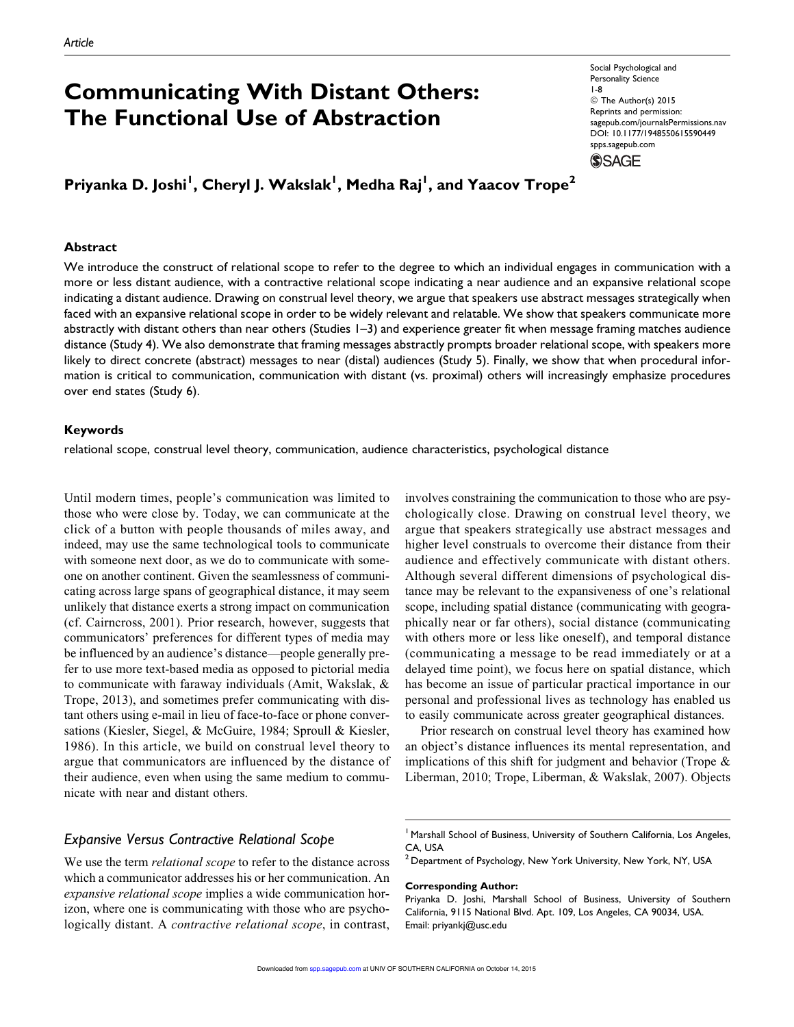Article

# Communicating With Distant Others: The Functional Use of Abstraction

Social Psychological and Personality Science
1-8
© The Author(s) 2015
Reprints and permission: sagepub.com/journalsPermissions.nav
DOI: 10.1177/1948550615590449
spps.sagepub.com

**Priyanka D. Joshi[1], Cheryl J. Wakslak[1], Medha Raj[1], and Yaacov Trope[2]**

## Abstract

We introduce the construct of relational scope to refer to the degree to which an individual engages in communication with a more or less distant audience, with a contractive relational scope indicating a near audience and an expansive relational scope indicating a distant audience. Drawing on construal level theory, we argue that speakers use abstract messages strategically when faced with an expansive relational scope in order to be widely relevant and relatable. We show that speakers communicate more abstractly with distant others than near others (Studies 1–3) and experience greater fit when message framing matches audience distance (Study 4). We also demonstrate that framing messages abstractly prompts broader relational scope, with speakers more likely to direct concrete (abstract) messages to near (distal) audiences (Study 5). Finally, we show that when procedural information is critical to communication, communication with distant (vs. proximal) others will increasingly emphasize procedures over end states (Study 6).

## Keywords

relational scope, construal level theory, communication, audience characteristics, psychological distance

Until modern times, people's communication was limited to those who were close by. Today, we can communicate at the click of a button with people thousands of miles away, and indeed, may use the same technological tools to communicate with someone next door, as we do to communicate with someone on another continent. Given the seamlessness of communicating across large spans of geographical distance, it may seem unlikely that distance exerts a strong impact on communication (cf. Cairncross, 2001). Prior research, however, suggests that communicators' preferences for different types of media may be influenced by an audience's distance—people generally prefer to use more text-based media as opposed to pictorial media to communicate with faraway individuals (Amit, Wakslak, & Trope, 2013), and sometimes prefer communicating with distant others using e-mail in lieu of face-to-face or phone conversations (Kiesler, Siegel, & McGuire, 1984; Sproull & Kiesler, 1986). In this article, we build on construal level theory to argue that communicators are influenced by the distance of their audience, even when using the same medium to communicate with near and distant others.

## Expansive Versus Contractive Relational Scope

We use the term *relational scope* to refer to the distance across which a communicator addresses his or her communication. An *expansive relational scope* implies a wide communication horizon, where one is communicating with those who are psychologically distant. A *contractive relational scope*, in contrast, involves constraining the communication to those who are psychologically close. Drawing on construal level theory, we argue that speakers strategically use abstract messages and higher level construals to overcome their distance from their audience and effectively communicate with distant others. Although several different dimensions of psychological distance may be relevant to the expansiveness of one's relational scope, including spatial distance (communicating with geographically near or far others), social distance (communicating with others more or less like oneself), and temporal distance (communicating a message to be read immediately or at a delayed time point), we focus here on spatial distance, which has become an issue of particular practical importance in our personal and professional lives as technology has enabled us to easily communicate across greater geographical distances.

Prior research on construal level theory has examined how an object's distance influences its mental representation, and implications of this shift for judgment and behavior (Trope & Liberman, 2010; Trope, Liberman, & Wakslak, 2007). Objects

[1] Marshall School of Business, University of Southern California, Los Angeles, CA, USA
[2] Department of Psychology, New York University, New York, NY, USA

**Corresponding Author:**
Priyanka D. Joshi, Marshall School of Business, University of Southern California, 9115 National Blvd. Apt. 109, Los Angeles, CA 90034, USA.
Email: priyankj@usc.edu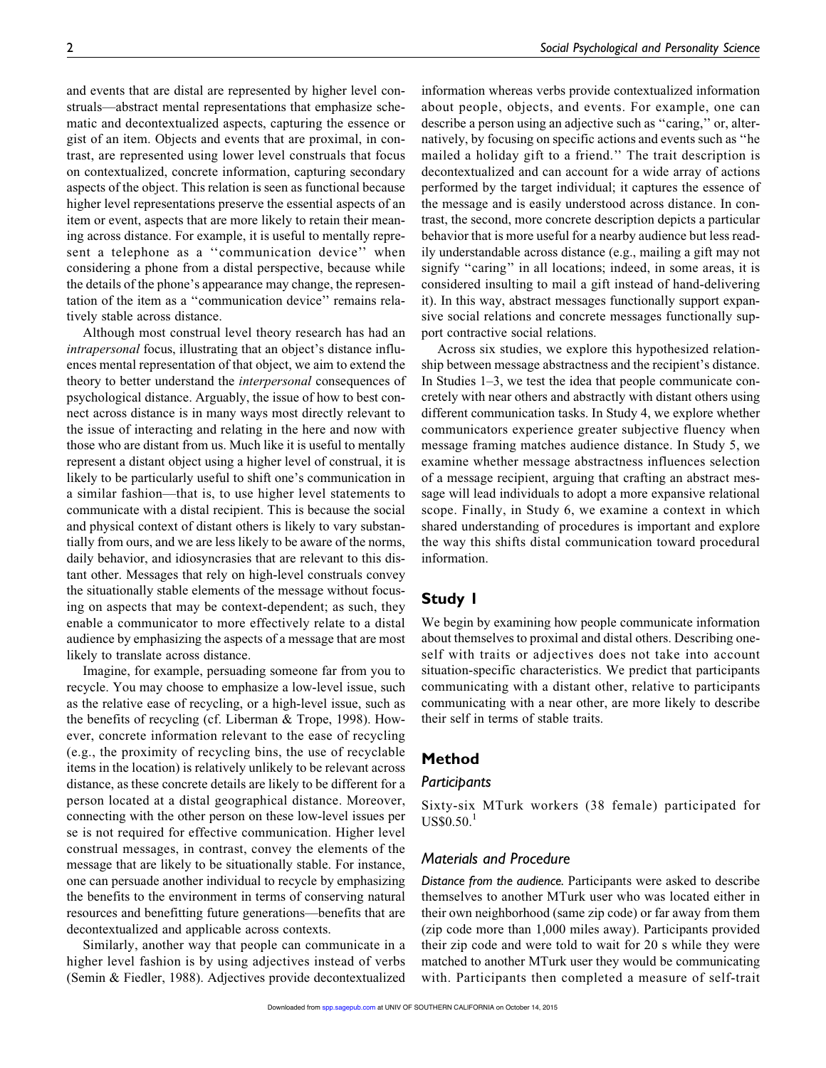and events that are distal are represented by higher level construals—abstract mental representations that emphasize schematic and decontextualized aspects, capturing the essence or gist of an item. Objects and events that are proximal, in contrast, are represented using lower level construals that focus on contextualized, concrete information, capturing secondary aspects of the object. This relation is seen as functional because higher level representations preserve the essential aspects of an item or event, aspects that are more likely to retain their meaning across distance. For example, it is useful to mentally represent a telephone as a ''communication device'' when considering a phone from a distal perspective, because while the details of the phone's appearance may change, the representation of the item as a ''communication device'' remains relatively stable across distance.

Although most construal level theory research has had an *intrapersonal* focus, illustrating that an object's distance influences mental representation of that object, we aim to extend the theory to better understand the *interpersonal* consequences of psychological distance. Arguably, the issue of how to best connect across distance is in many ways most directly relevant to the issue of interacting and relating in the here and now with those who are distant from us. Much like it is useful to mentally represent a distant object using a higher level of construal, it is likely to be particularly useful to shift one's communication in a similar fashion—that is, to use higher level statements to communicate with a distal recipient. This is because the social and physical context of distant others is likely to vary substantially from ours, and we are less likely to be aware of the norms, daily behavior, and idiosyncrasies that are relevant to this distant other. Messages that rely on high-level construals convey the situationally stable elements of the message without focusing on aspects that may be context-dependent; as such, they enable a communicator to more effectively relate to a distal audience by emphasizing the aspects of a message that are most likely to translate across distance.

Imagine, for example, persuading someone far from you to recycle. You may choose to emphasize a low-level issue, such as the relative ease of recycling, or a high-level issue, such as the benefits of recycling (cf. Liberman & Trope, 1998). However, concrete information relevant to the ease of recycling (e.g., the proximity of recycling bins, the use of recyclable items in the location) is relatively unlikely to be relevant across distance, as these concrete details are likely to be different for a person located at a distal geographical distance. Moreover, connecting with the other person on these low-level issues per se is not required for effective communication. Higher level construal messages, in contrast, convey the elements of the message that are likely to be situationally stable. For instance, one can persuade another individual to recycle by emphasizing the benefits to the environment in terms of conserving natural resources and benefitting future generations—benefits that are decontextualized and applicable across contexts.

Similarly, another way that people can communicate in a higher level fashion is by using adjectives instead of verbs (Semin & Fiedler, 1988). Adjectives provide decontextualized information whereas verbs provide contextualized information about people, objects, and events. For example, one can describe a person using an adjective such as ''caring,'' or, alternatively, by focusing on specific actions and events such as ''he mailed a holiday gift to a friend.'' The trait description is decontextualized and can account for a wide array of actions performed by the target individual; it captures the essence of the message and is easily understood across distance. In contrast, the second, more concrete description depicts a particular behavior that is more useful for a nearby audience but less readily understandable across distance (e.g., mailing a gift may not signify ''caring'' in all locations; indeed, in some areas, it is considered insulting to mail a gift instead of hand-delivering it). In this way, abstract messages functionally support expansive social relations and concrete messages functionally support contractive social relations.

Across six studies, we explore this hypothesized relationship between message abstractness and the recipient's distance. In Studies 1–3, we test the idea that people communicate concretely with near others and abstractly with distant others using different communication tasks. In Study 4, we explore whether communicators experience greater subjective fluency when message framing matches audience distance. In Study 5, we examine whether message abstractness influences selection of a message recipient, arguing that crafting an abstract message will lead individuals to adopt a more expansive relational scope. Finally, in Study 6, we examine a context in which shared understanding of procedures is important and explore the way this shifts distal communication toward procedural information.

## Study 1

We begin by examining how people communicate information about themselves to proximal and distal others. Describing oneself with traits or adjectives does not take into account situation-specific characteristics. We predict that participants communicating with a distant other, relative to participants communicating with a near other, are more likely to describe their self in terms of stable traits.

## Method

### Participants

Sixty-six MTurk workers (38 female) participated for US$0.50.[1]

### Materials and Procedure

*Distance from the audience.* Participants were asked to describe themselves to another MTurk user who was located either in their own neighborhood (same zip code) or far away from them (zip code more than 1,000 miles away). Participants provided their zip code and were told to wait for 20 s while they were matched to another MTurk user they would be communicating with. Participants then completed a measure of self-trait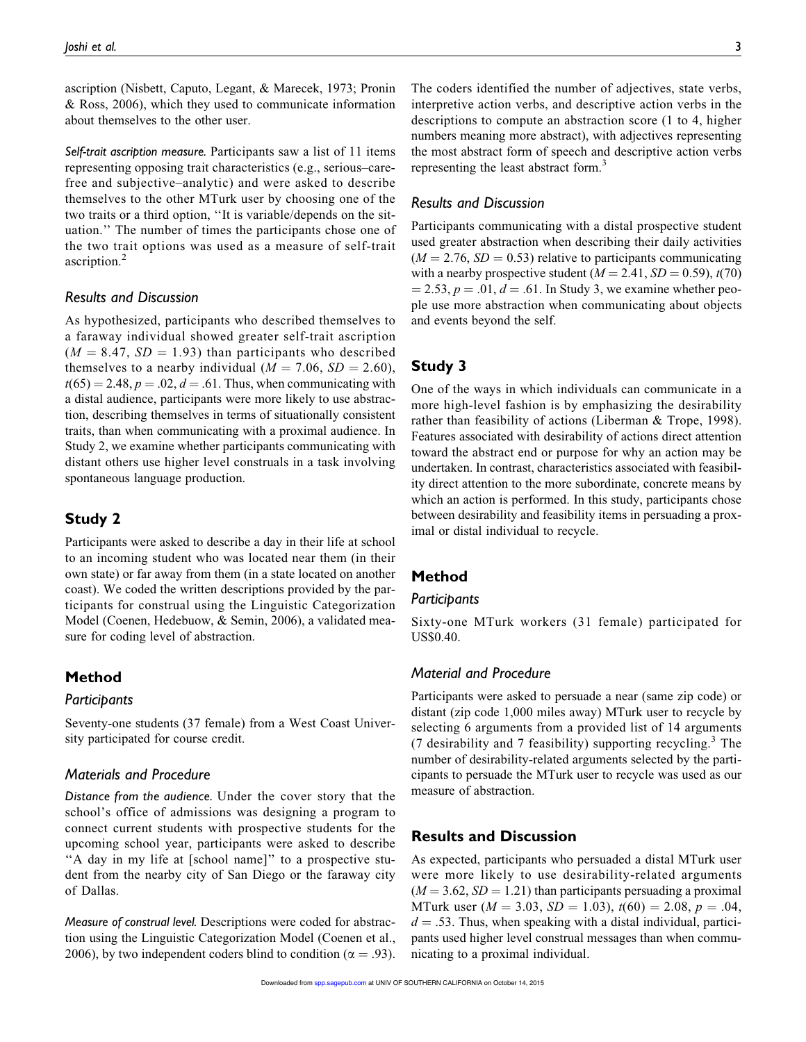ascription (Nisbett, Caputo, Legant, & Marecek, 1973; Pronin & Ross, 2006), which they used to communicate information about themselves to the other user.

*Self-trait ascription measure.* Participants saw a list of 11 items representing opposing trait characteristics (e.g., serious–carefree and subjective–analytic) and were asked to describe themselves to the other MTurk user by choosing one of the two traits or a third option, ''It is variable/depends on the situation.'' The number of times the participants chose one of the two trait options was used as a measure of self-trait ascription.[2]

### Results and Discussion

As hypothesized, participants who described themselves to a faraway individual showed greater self-trait ascription ($M = 8.47$, $SD = 1.93$) than participants who described themselves to a nearby individual ($M = 7.06$, $SD = 2.60$), $t(65) = 2.48$, $p = .02$, $d = .61$. Thus, when communicating with a distal audience, participants were more likely to use abstraction, describing themselves in terms of situationally consistent traits, than when communicating with a proximal audience. In Study 2, we examine whether participants communicating with distant others use higher level construals in a task involving spontaneous language production.

## Study 2

Participants were asked to describe a day in their life at school to an incoming student who was located near them (in their own state) or far away from them (in a state located on another coast). We coded the written descriptions provided by the participants for construal using the Linguistic Categorization Model (Coenen, Hedebuow, & Semin, 2006), a validated measure for coding level of abstraction.

## Method

### Participants

Seventy-one students (37 female) from a West Coast University participated for course credit.

### Materials and Procedure

*Distance from the audience.* Under the cover story that the school's office of admissions was designing a program to connect current students with prospective students for the upcoming school year, participants were asked to describe ''A day in my life at [school name]'' to a prospective student from the nearby city of San Diego or the faraway city of Dallas.

*Measure of construal level.* Descriptions were coded for abstraction using the Linguistic Categorization Model (Coenen et al., 2006), by two independent coders blind to condition ($\alpha = .93$). The coders identified the number of adjectives, state verbs, interpretive action verbs, and descriptive action verbs in the descriptions to compute an abstraction score (1 to 4, higher numbers meaning more abstract), with adjectives representing the most abstract form of speech and descriptive action verbs representing the least abstract form.[3]

### Results and Discussion

Participants communicating with a distal prospective student used greater abstraction when describing their daily activities ($M = 2.76$, $SD = 0.53$) relative to participants communicating with a nearby prospective student ($M = 2.41$, $SD = 0.59$), $t(70) = 2.53$, $p = .01$, $d = .61$. In Study 3, we examine whether people use more abstraction when communicating about objects and events beyond the self.

## Study 3

One of the ways in which individuals can communicate in a more high-level fashion is by emphasizing the desirability rather than feasibility of actions (Liberman & Trope, 1998). Features associated with desirability of actions direct attention toward the abstract end or purpose for why an action may be undertaken. In contrast, characteristics associated with feasibility direct attention to the more subordinate, concrete means by which an action is performed. In this study, participants chose between desirability and feasibility items in persuading a proximal or distal individual to recycle.

## Method

### Participants

Sixty-one MTurk workers (31 female) participated for US$0.40.

### Material and Procedure

Participants were asked to persuade a near (same zip code) or distant (zip code 1,000 miles away) MTurk user to recycle by selecting 6 arguments from a provided list of 14 arguments (7 desirability and 7 feasibility) supporting recycling.[3] The number of desirability-related arguments selected by the participants to persuade the MTurk user to recycle was used as our measure of abstraction.

## Results and Discussion

As expected, participants who persuaded a distal MTurk user were more likely to use desirability-related arguments ($M = 3.62$, $SD = 1.21$) than participants persuading a proximal MTurk user ($M = 3.03$, $SD = 1.03$), $t(60) = 2.08$, $p = .04$, $d = .53$. Thus, when speaking with a distal individual, participants used higher level construal messages than when communicating to a proximal individual.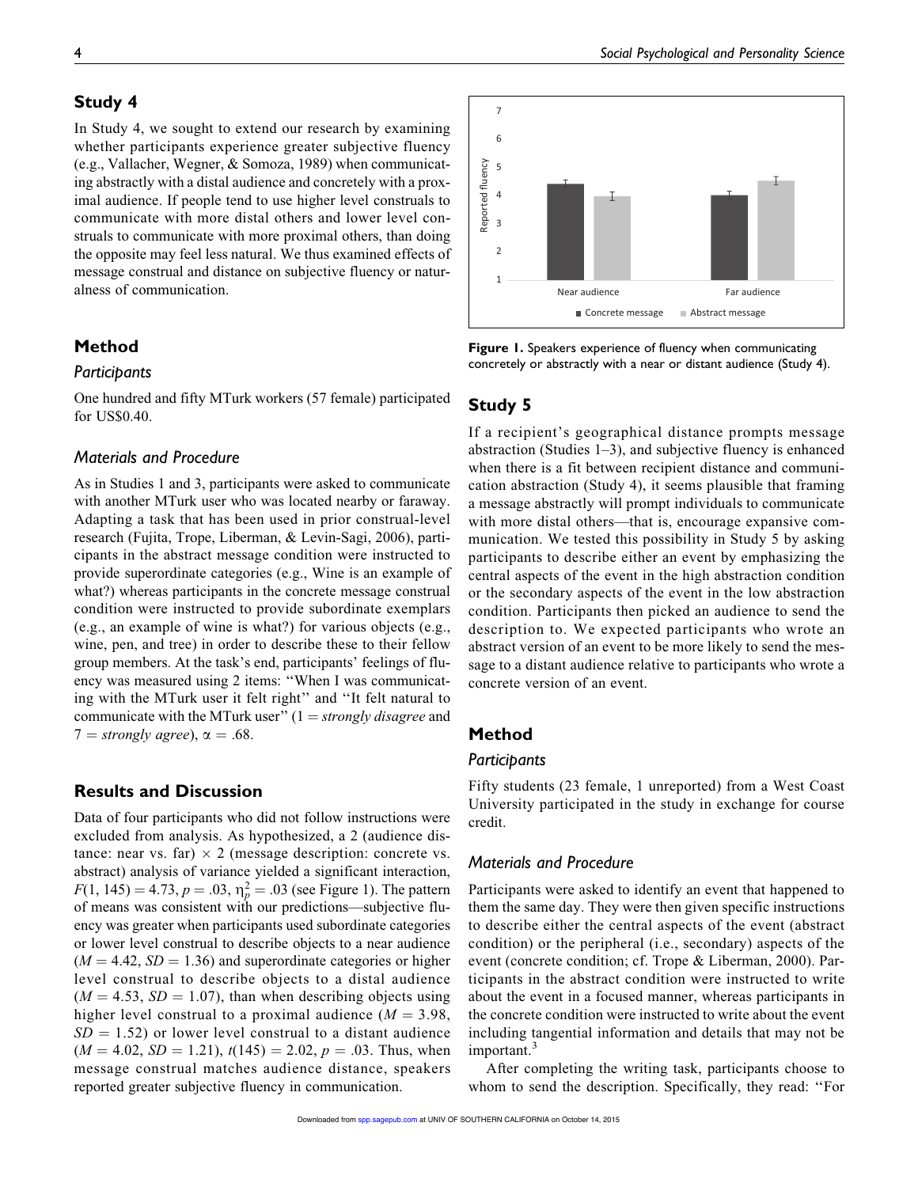## Study 4

In Study 4, we sought to extend our research by examining whether participants experience greater subjective fluency (e.g., Vallacher, Wegner, & Somoza, 1989) when communicating abstractly with a distal audience and concretely with a proximal audience. If people tend to use higher level construals to communicate with more distal others and lower level construals to communicate with more proximal others, than doing the opposite may feel less natural. We thus examined effects of message construal and distance on subjective fluency or naturalness of communication.

## Method

### Participants

One hundred and fifty MTurk workers (57 female) participated for US$0.40.

### Materials and Procedure

As in Studies 1 and 3, participants were asked to communicate with another MTurk user who was located nearby or faraway. Adapting a task that has been used in prior construal-level research (Fujita, Trope, Liberman, & Levin-Sagi, 2006), participants in the abstract message condition were instructed to provide superordinate categories (e.g., Wine is an example of what?) whereas participants in the concrete message construal condition were instructed to provide subordinate exemplars (e.g., an example of wine is what?) for various objects (e.g., wine, pen, and tree) in order to describe these to their fellow group members. At the task's end, participants' feelings of fluency was measured using 2 items: "When I was communicating with the MTurk user it felt right" and "It felt natural to communicate with the MTurk user" (1 = *strongly disagree* and 7 = *strongly agree*), $\alpha = .68$.

## Results and Discussion

Data of four participants who did not follow instructions were excluded from analysis. As hypothesized, a 2 (audience distance: near vs. far) $\times$ 2 (message description: concrete vs. abstract) analysis of variance yielded a significant interaction, $F(1, 145) = 4.73$, $p = .03$, $\eta_p^2 = .03$ (see Figure 1). The pattern of means was consistent with our predictions—subjective fluency was greater when participants used subordinate categories or lower level construal to describe objects to a near audience ($M = 4.42$, $SD = 1.36$) and superordinate categories or higher level construal to describe objects to a distal audience ($M = 4.53$, $SD = 1.07$), than when describing objects using higher level construal to a proximal audience ($M = 3.98$, $SD = 1.52$) or lower level construal to a distant audience ($M = 4.02$, $SD = 1.21$), $t(145) = 2.02$, $p = .03$. Thus, when message construal matches audience distance, speakers reported greater subjective fluency in communication.

**Figure 1.** Speakers experience of fluency when communicating concretely or abstractly with a near or distant audience (Study 4).

## Study 5

If a recipient's geographical distance prompts message abstraction (Studies 1–3), and subjective fluency is enhanced when there is a fit between recipient distance and communication abstraction (Study 4), it seems plausible that framing a message abstractly will prompt individuals to communicate with more distal others—that is, encourage expansive communication. We tested this possibility in Study 5 by asking participants to describe either an event by emphasizing the central aspects of the event in the high abstraction condition or the secondary aspects of the event in the low abstraction condition. Participants then picked an audience to send the description to. We expected participants who wrote an abstract version of an event to be more likely to send the message to a distant audience relative to participants who wrote a concrete version of an event.

## Method

### Participants

Fifty students (23 female, 1 unreported) from a West Coast University participated in the study in exchange for course credit.

### Materials and Procedure

Participants were asked to identify an event that happened to them the same day. They were then given specific instructions to describe either the central aspects of the event (abstract condition) or the peripheral (i.e., secondary) aspects of the event (concrete condition; cf. Trope & Liberman, 2000). Participants in the abstract condition were instructed to write about the event in a focused manner, whereas participants in the concrete condition were instructed to write about the event including tangential information and details that may not be important.[3]

After completing the writing task, participants choose to whom to send the description. Specifically, they read: "For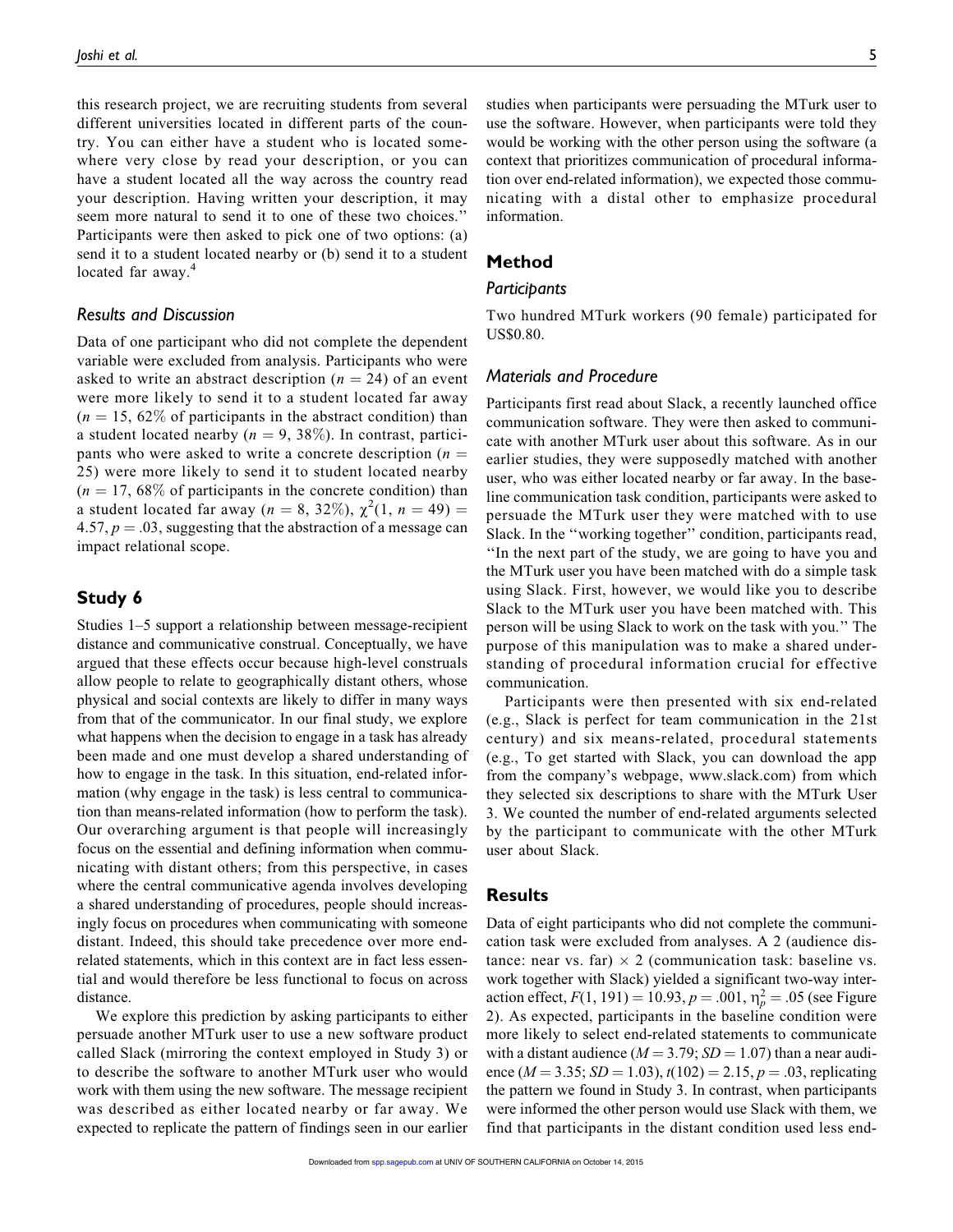this research project, we are recruiting students from several different universities located in different parts of the country. You can either have a student who is located somewhere very close by read your description, or you can have a student located all the way across the country read your description. Having written your description, it may seem more natural to send it to one of these two choices." Participants were then asked to pick one of two options: (a) send it to a student located nearby or (b) send it to a student located far away.[4]

### Results and Discussion

Data of one participant who did not complete the dependent variable were excluded from analysis. Participants who were asked to write an abstract description ($n = 24$) of an event were more likely to send it to a student located far away ($n = 15$, 62% of participants in the abstract condition) than a student located nearby ($n = 9$, 38%). In contrast, participants who were asked to write a concrete description ($n = 25$) were more likely to send it to student located nearby ($n = 17$, 68% of participants in the concrete condition) than a student located far away ($n = 8$, 32%), $\chi^2(1, n = 49) = 4.57$, $p = .03$, suggesting that the abstraction of a message can impact relational scope.

## Study 6

Studies 1–5 support a relationship between message-recipient distance and communicative construal. Conceptually, we have argued that these effects occur because high-level construals allow people to relate to geographically distant others, whose physical and social contexts are likely to differ in many ways from that of the communicator. In our final study, we explore what happens when the decision to engage in a task has already been made and one must develop a shared understanding of how to engage in the task. In this situation, end-related information (why engage in the task) is less central to communication than means-related information (how to perform the task). Our overarching argument is that people will increasingly focus on the essential and defining information when communicating with distant others; from this perspective, in cases where the central communicative agenda involves developing a shared understanding of procedures, people should increasingly focus on procedures when communicating with someone distant. Indeed, this should take precedence over more end-related statements, which in this context are in fact less essential and would therefore be less functional to focus on across distance.

We explore this prediction by asking participants to either persuade another MTurk user to use a new software product called Slack (mirroring the context employed in Study 3) or to describe the software to another MTurk user who would work with them using the new software. The message recipient was described as either located nearby or far away. We expected to replicate the pattern of findings seen in our earlier studies when participants were persuading the MTurk user to use the software. However, when participants were told they would be working with the other person using the software (a context that prioritizes communication of procedural information over end-related information), we expected those communicating with a distal other to emphasize procedural information.

## Method

### Participants

Two hundred MTurk workers (90 female) participated for US$0.80.

### Materials and Procedure

Participants first read about Slack, a recently launched office communication software. They were then asked to communicate with another MTurk user about this software. As in our earlier studies, they were supposedly matched with another user, who was either located nearby or far away. In the baseline communication task condition, participants were asked to persuade the MTurk user they were matched with to use Slack. In the "working together" condition, participants read, "In the next part of the study, we are going to have you and the MTurk user you have been matched with do a simple task using Slack. First, however, we would like you to describe Slack to the MTurk user you have been matched with. This person will be using Slack to work on the task with you." The purpose of this manipulation was to make a shared understanding of procedural information crucial for effective communication.

Participants were then presented with six end-related (e.g., Slack is perfect for team communication in the 21st century) and six means-related, procedural statements (e.g., To get started with Slack, you can download the app from the company's webpage, www.slack.com) from which they selected six descriptions to share with the MTurk User 3. We counted the number of end-related arguments selected by the participant to communicate with the other MTurk user about Slack.

## Results

Data of eight participants who did not complete the communication task were excluded from analyses. A 2 (audience distance: near vs. far) × 2 (communication task: baseline vs. work together with Slack) yielded a significant two-way interaction effect, $F(1, 191) = 10.93$, $p = .001$, $\eta_p^2 = .05$ (see Figure 2). As expected, participants in the baseline condition were more likely to select end-related statements to communicate with a distant audience ($M = 3.79$; $SD = 1.07$) than a near audience ($M = 3.35$; $SD = 1.03$), $t(102) = 2.15$, $p = .03$, replicating the pattern we found in Study 3. In contrast, when participants were informed the other person would use Slack with them, we find that participants in the distant condition used less end-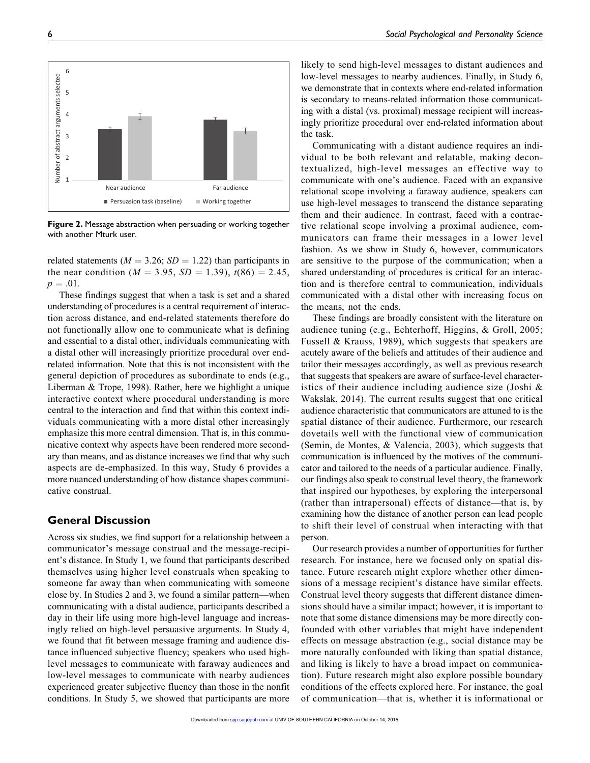6

5

4

3

2

1

Number of abstract arguments selected

Near audience

Far audience

Persuasion task (baseline)

Working together

**Figure 2.** Message abstraction when persuading or working together with another Mturk user.

related statements ($M = 3.26$; $SD = 1.22$) than participants in the near condition ($M = 3.95$, $SD = 1.39$), $t(86) = 2.45$, $p = .01$.

These findings suggest that when a task is set and a shared understanding of procedures is a central requirement of interaction across distance, and end-related statements therefore do not functionally allow one to communicate what is defining and essential to a distal other, individuals communicating with a distal other will increasingly prioritize procedural over end-related information. Note that this is not inconsistent with the general depiction of procedures as subordinate to ends (e.g., Liberman & Trope, 1998). Rather, here we highlight a unique interactive context where procedural understanding is more central to the interaction and find that within this context individuals communicating with a more distal other increasingly emphasize this more central dimension. That is, in this communicative context why aspects have been rendered more secondary than means, and as distance increases we find that why such aspects are de-emphasized. In this way, Study 6 provides a more nuanced understanding of how distance shapes communicative construal.

## General Discussion

Across six studies, we find support for a relationship between a communicator's message construal and the message-recipient's distance. In Study 1, we found that participants described themselves using higher level construals when speaking to someone far away than when communicating with someone close by. In Studies 2 and 3, we found a similar pattern—when communicating with a distal audience, participants described a day in their life using more high-level language and increasingly relied on high-level persuasive arguments. In Study 4, we found that fit between message framing and audience distance influenced subjective fluency; speakers who used high-level messages to communicate with faraway audiences and low-level messages to communicate with nearby audiences experienced greater subjective fluency than those in the nonfit conditions. In Study 5, we showed that participants are more likely to send high-level messages to distant audiences and low-level messages to nearby audiences. Finally, in Study 6, we demonstrate that in contexts where end-related information is secondary to means-related information those communicating with a distal (vs. proximal) message recipient will increasingly prioritize procedural over end-related information about the task.

Communicating with a distant audience requires an individual to be both relevant and relatable, making decontextualized, high-level messages an effective way to communicate with one's audience. Faced with an expansive relational scope involving a faraway audience, speakers can use high-level messages to transcend the distance separating them and their audience. In contrast, faced with a contractive relational scope involving a proximal audience, communicators can frame their messages in a lower level fashion. As we show in Study 6, however, communicators are sensitive to the purpose of the communication; when a shared understanding of procedures is critical for an interaction and is therefore central to communication, individuals communicated with a distal other with increasing focus on the means, not the ends.

These findings are broadly consistent with the literature on audience tuning (e.g., Echterhoff, Higgins, & Groll, 2005; Fussell & Krauss, 1989), which suggests that speakers are acutely aware of the beliefs and attitudes of their audience and tailor their messages accordingly, as well as previous research that suggests that speakers are aware of surface-level characteristics of their audience including audience size (Joshi & Wakslak, 2014). The current results suggest that one critical audience characteristic that communicators are attuned to is the spatial distance of their audience. Furthermore, our research dovetails well with the functional view of communication (Semin, de Montes, & Valencia, 2003), which suggests that communication is influenced by the motives of the communicator and tailored to the needs of a particular audience. Finally, our findings also speak to construal level theory, the framework that inspired our hypotheses, by exploring the interpersonal (rather than intrapersonal) effects of distance—that is, by examining how the distance of another person can lead people to shift their level of construal when interacting with that person.

Our research provides a number of opportunities for further research. For instance, here we focused only on spatial distance. Future research might explore whether other dimensions of a message recipient's distance have similar effects. Construal level theory suggests that different distance dimensions should have a similar impact; however, it is important to note that some distance dimensions may be more directly confounded with other variables that might have independent effects on message abstraction (e.g., social distance may be more naturally confounded with liking than spatial distance, and liking is likely to have a broad impact on communication). Future research might also explore possible boundary conditions of the effects explored here. For instance, the goal of communication—that is, whether it is informational or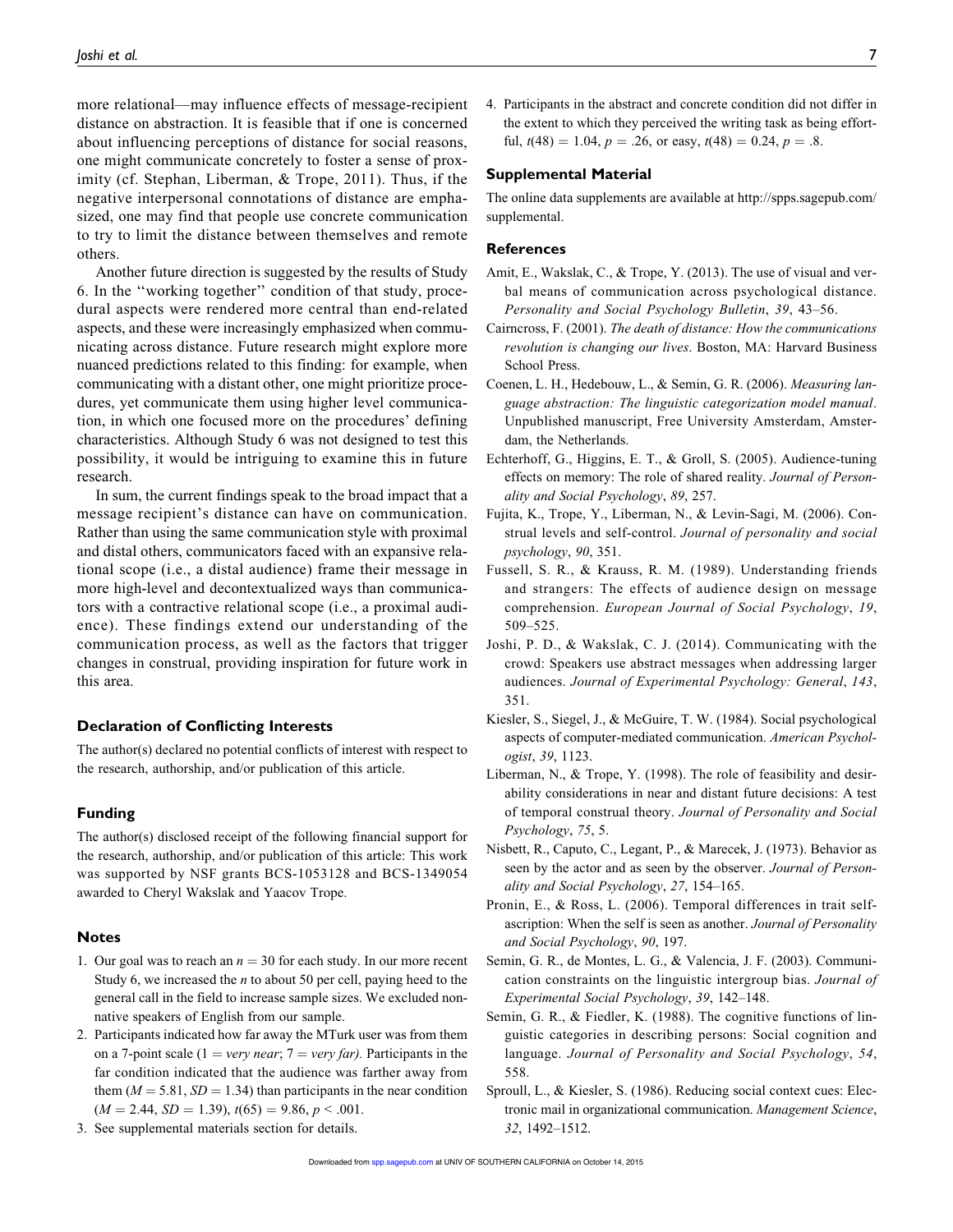more relational—may influence effects of message-recipient distance on abstraction. It is feasible that if one is concerned about influencing perceptions of distance for social reasons, one might communicate concretely to foster a sense of proximity (cf. Stephan, Liberman, & Trope, 2011). Thus, if the negative interpersonal connotations of distance are emphasized, one may find that people use concrete communication to try to limit the distance between themselves and remote others.

Another future direction is suggested by the results of Study 6. In the ''working together'' condition of that study, procedural aspects were rendered more central than end-related aspects, and these were increasingly emphasized when communicating across distance. Future research might explore more nuanced predictions related to this finding: for example, when communicating with a distant other, one might prioritize procedures, yet communicate them using higher level communication, in which one focused more on the procedures' defining characteristics. Although Study 6 was not designed to test this possibility, it would be intriguing to examine this in future research.

In sum, the current findings speak to the broad impact that a message recipient's distance can have on communication. Rather than using the same communication style with proximal and distal others, communicators faced with an expansive relational scope (i.e., a distal audience) frame their message in more high-level and decontextualized ways than communicators with a contractive relational scope (i.e., a proximal audience). These findings extend our understanding of the communication process, as well as the factors that trigger changes in construal, providing inspiration for future work in this area.

## Declaration of Conflicting Interests

The author(s) declared no potential conflicts of interest with respect to the research, authorship, and/or publication of this article.

## Funding

The author(s) disclosed receipt of the following financial support for the research, authorship, and/or publication of this article: This work was supported by NSF grants BCS-1053128 and BCS-1349054 awarded to Cheryl Wakslak and Yaacov Trope.

## Notes

1. Our goal was to reach an $n = 30$ for each study. In our more recent Study 6, we increased the $n$ to about 50 per cell, paying heed to the general call in the field to increase sample sizes. We excluded non-native speakers of English from our sample.
2. Participants indicated how far away the MTurk user was from them on a 7-point scale (1 = *very near*; 7 = *very far).* Participants in the far condition indicated that the audience was farther away from them ($M = 5.81$, $SD = 1.34$) than participants in the near condition ($M = 2.44$, $SD = 1.39$), $t(65) = 9.86$, $p < .001$.
3. See supplemental materials section for details.
4. Participants in the abstract and concrete condition did not differ in the extent to which they perceived the writing task as being effortful, $t(48) = 1.04$, $p = .26$, or easy, $t(48) = 0.24$, $p = .8$.

## Supplemental Material

The online data supplements are available at http://spps.sagepub.com/supplemental.

## References

Amit, E., Wakslak, C., & Trope, Y. (2013). The use of visual and verbal means of communication across psychological distance. *Personality and Social Psychology Bulletin*, *39*, 43–56.

Cairncross, F. (2001). *The death of distance: How the communications revolution is changing our lives*. Boston, MA: Harvard Business School Press.

Coenen, L. H., Hedebouw, L., & Semin, G. R. (2006). *Measuring language abstraction: The linguistic categorization model manual*. Unpublished manuscript, Free University Amsterdam, Amsterdam, the Netherlands.

Echterhoff, G., Higgins, E. T., & Groll, S. (2005). Audience-tuning effects on memory: The role of shared reality. *Journal of Personality and Social Psychology*, *89*, 257.

Fujita, K., Trope, Y., Liberman, N., & Levin-Sagi, M. (2006). Construal levels and self-control. *Journal of personality and social psychology*, *90*, 351.

Fussell, S. R., & Krauss, R. M. (1989). Understanding friends and strangers: The effects of audience design on message comprehension. *European Journal of Social Psychology*, *19*, 509–525.

Joshi, P. D., & Wakslak, C. J. (2014). Communicating with the crowd: Speakers use abstract messages when addressing larger audiences. *Journal of Experimental Psychology: General*, *143*, 351.

Kiesler, S., Siegel, J., & McGuire, T. W. (1984). Social psychological aspects of computer-mediated communication. *American Psychologist*, *39*, 1123.

Liberman, N., & Trope, Y. (1998). The role of feasibility and desirability considerations in near and distant future decisions: A test of temporal construal theory. *Journal of Personality and Social Psychology*, *75*, 5.

Nisbett, R., Caputo, C., Legant, P., & Marecek, J. (1973). Behavior as seen by the actor and as seen by the observer. *Journal of Personality and Social Psychology*, *27*, 154–165.

Pronin, E., & Ross, L. (2006). Temporal differences in trait self-ascription: When the self is seen as another. *Journal of Personality and Social Psychology*, *90*, 197.

Semin, G. R., de Montes, L. G., & Valencia, J. F. (2003). Communication constraints on the linguistic intergroup bias. *Journal of Experimental Social Psychology*, *39*, 142–148.

Semin, G. R., & Fiedler, K. (1988). The cognitive functions of linguistic categories in describing persons: Social cognition and language. *Journal of Personality and Social Psychology*, *54*, 558.

Sproull, L., & Kiesler, S. (1986). Reducing social context cues: Electronic mail in organizational communication. *Management Science*, *32*, 1492–1512.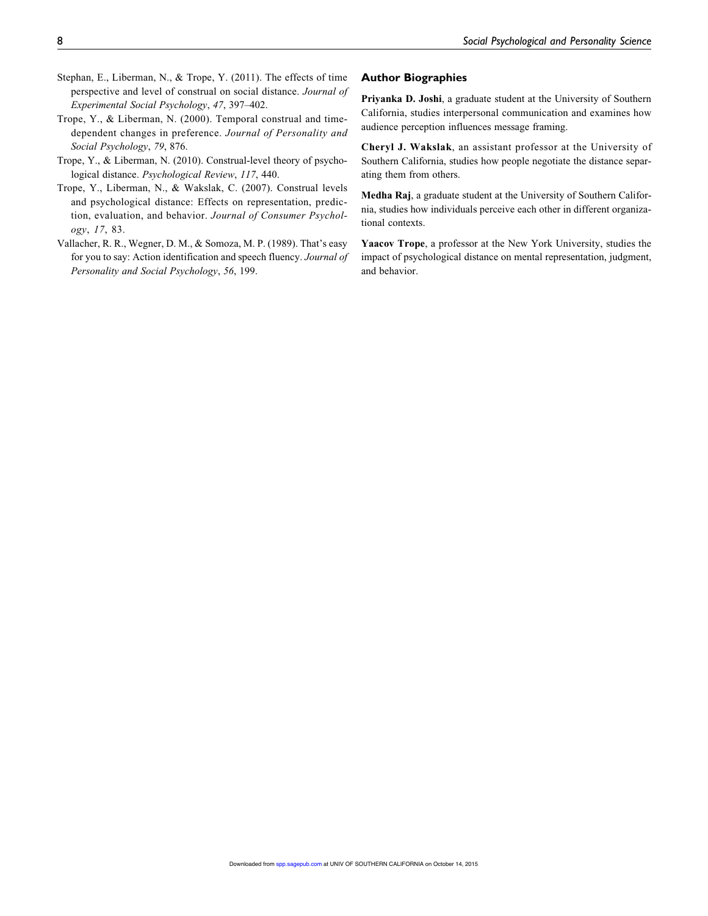Stephan, E., Liberman, N., & Trope, Y. (2011). The effects of time perspective and level of construal on social distance. *Journal of Experimental Social Psychology*, *47*, 397–402.

Trope, Y., & Liberman, N. (2000). Temporal construal and time-dependent changes in preference. *Journal of Personality and Social Psychology*, *79*, 876.

Trope, Y., & Liberman, N. (2010). Construal-level theory of psychological distance. *Psychological Review*, *117*, 440.

Trope, Y., Liberman, N., & Wakslak, C. (2007). Construal levels and psychological distance: Effects on representation, prediction, evaluation, and behavior. *Journal of Consumer Psychology*, *17*, 83.

Vallacher, R. R., Wegner, D. M., & Somoza, M. P. (1989). That's easy for you to say: Action identification and speech fluency. *Journal of Personality and Social Psychology*, *56*, 199.

## Author Biographies

**Priyanka D. Joshi**, a graduate student at the University of Southern California, studies interpersonal communication and examines how audience perception influences message framing.

**Cheryl J. Wakslak**, an assistant professor at the University of Southern California, studies how people negotiate the distance separating them from others.

**Medha Raj**, a graduate student at the University of Southern California, studies how individuals perceive each other in different organizational contexts.

**Yaacov Trope**, a professor at the New York University, studies the impact of psychological distance on mental representation, judgment, and behavior.

Downloaded from spp.sagepub.com at UNIV OF SOUTHERN CALIFORNIA on October 14, 2015